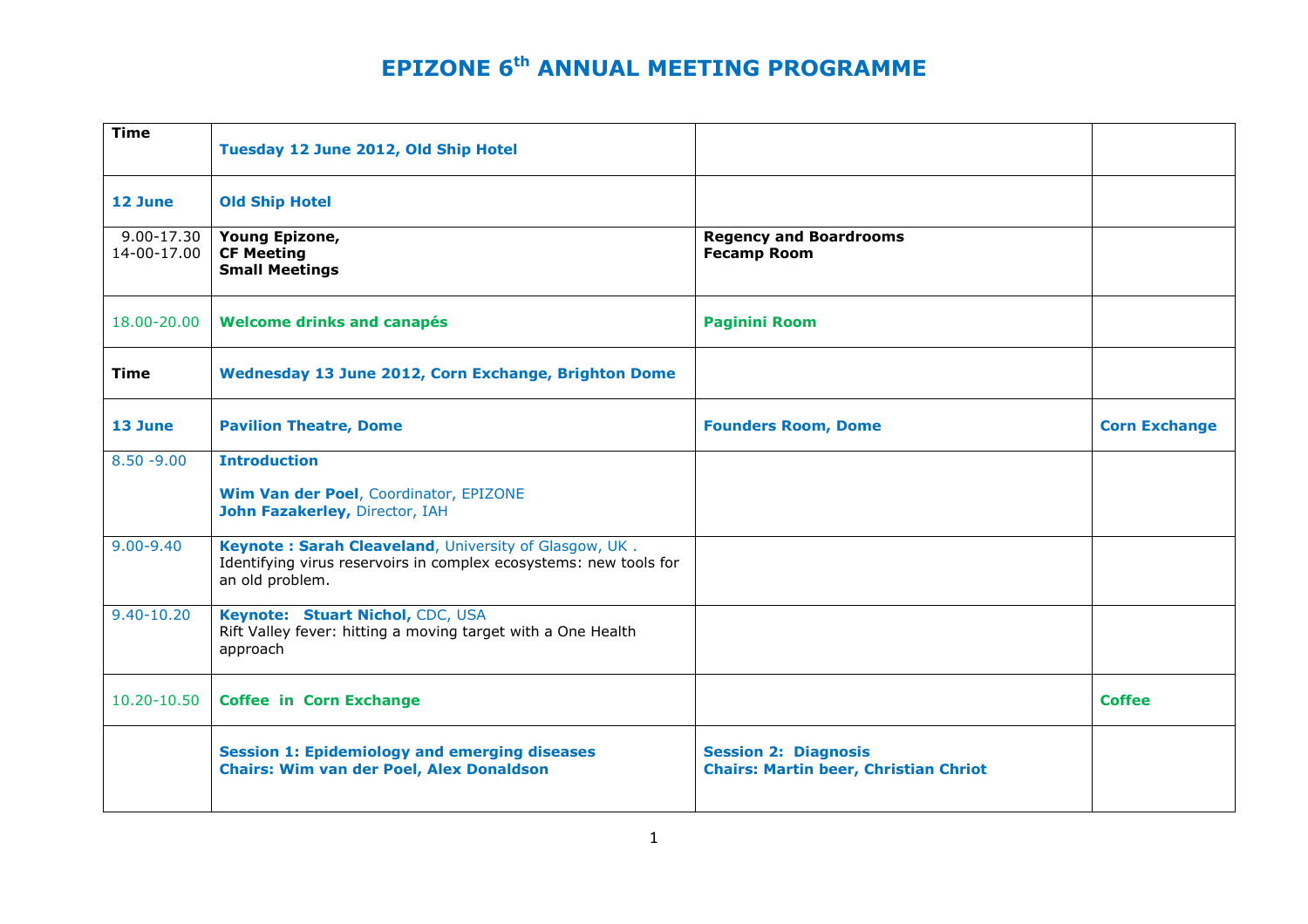# EPIZONE 6th ANNUAL MEETING PROGRAMME

| Time | Tuesday 12 June 2012, Old Ship Hotel | | |
|---|---|---|---|
| **12 June** | **Old Ship Hotel** | | |
| 9.00-17.30<br>14-00-17.00 | **Young Epizone,**<br>**CF Meeting**<br>**Small Meetings** | **Regency and Boardrooms**<br>**Fecamp Room** | |
| 18.00-20.00 | **Welcome drinks and canapés** | **Paginini Room** | |
| **Time** | **Wednesday 13 June 2012, Corn Exchange, Brighton Dome** | | |
| **13 June** | **Pavilion Theatre, Dome** | **Founders Room, Dome** | **Corn Exchange** |
| 8.50 -9.00 | **Introduction**<br><br>**Wim Van der Poel**, Coordinator, EPIZONE<br>**John Fazakerley,** Director, IAH | | |
| 9.00-9.40 | **Keynote : Sarah Cleaveland**, University of Glasgow, UK .<br>Identifying virus reservoirs in complex ecosystems: new tools for an old problem. | | |
| 9.40-10.20 | **Keynote: Stuart Nichol,** CDC, USA<br>Rift Valley fever: hitting a moving target with a One Health approach | | |
| 10.20-10.50 | **Coffee in Corn Exchange** | | **Coffee** |
| | **Session 1: Epidemiology and emerging diseases**<br>**Chairs: Wim van der Poel, Alex Donaldson** | **Session 2: Diagnosis**<br>**Chairs: Martin beer, Christian Chriot** | |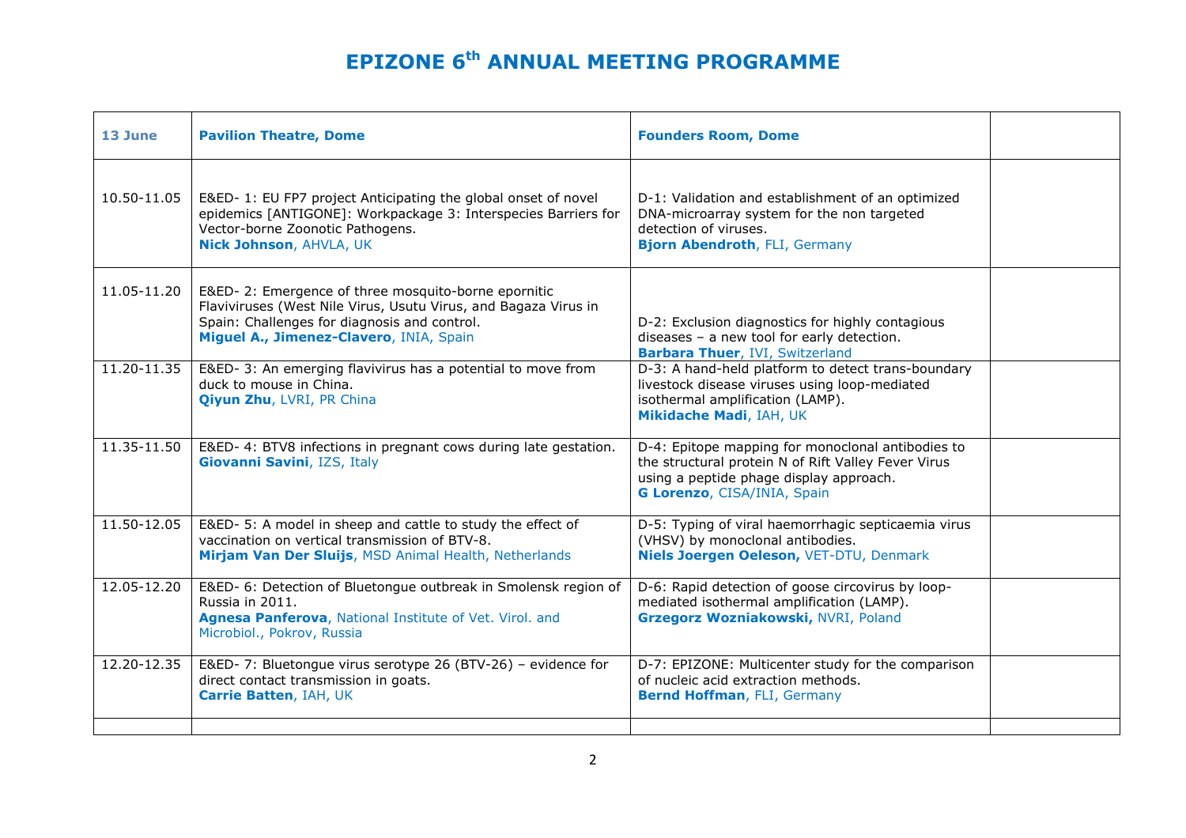# EPIZONE 6th ANNUAL MEETING PROGRAMME

| 13 June | Pavilion Theatre, Dome | Founders Room, Dome | |
|---|---|---|---|
| 10.50-11.05 | E&ED- 1: EU FP7 project Anticipating the global onset of novel epidemics [ANTIGONE]: Workpackage 3: Interspecies Barriers for Vector-borne Zoonotic Pathogens. **Nick Johnson**, AHVLA, UK | D-1: Validation and establishment of an optimized DNA-microarray system for the non targeted detection of viruses. **Bjorn Abendroth**, FLI, Germany | |
| 11.05-11.20 | E&ED- 2: Emergence of three mosquito-borne epornitic Flaviviruses (West Nile Virus, Usutu Virus, and Bagaza Virus in Spain: Challenges for diagnosis and control. **Miguel A., Jimenez-Clavero**, INIA, Spain | D-2: Exclusion diagnostics for highly contagious diseases – a new tool for early detection. **Barbara Thuer**, IVI, Switzerland | |
| 11.20-11.35 | E&ED- 3: An emerging flavivirus has a potential to move from duck to mouse in China. **Qiyun Zhu**, LVRI, PR China | D-3: A hand-held platform to detect trans-boundary livestock disease viruses using loop-mediated isothermal amplification (LAMP). **Mikidache Madi**, IAH, UK | |
| 11.35-11.50 | E&ED- 4: BTV8 infections in pregnant cows during late gestation. **Giovanni Savini**, IZS, Italy | D-4: Epitope mapping for monoclonal antibodies to the structural protein N of Rift Valley Fever Virus using a peptide phage display approach. **G Lorenzo**, CISA/INIA, Spain | |
| 11.50-12.05 | E&ED- 5: A model in sheep and cattle to study the effect of vaccination on vertical transmission of BTV-8. **Mirjam Van Der Sluijs**, MSD Animal Health, Netherlands | D-5: Typing of viral haemorrhagic septicaemia virus (VHSV) by monoclonal antibodies. **Niels Joergen Oeleson,** VET-DTU, Denmark | |
| 12.05-12.20 | E&ED- 6: Detection of Bluetongue outbreak in Smolensk region of Russia in 2011. **Agnesa Panferova**, National Institute of Vet. Virol. and Microbiol., Pokrov, Russia | D-6: Rapid detection of goose circovirus by loop-mediated isothermal amplification (LAMP). **Grzegorz Wozniakowski,** NVRI, Poland | |
| 12.20-12.35 | E&ED- 7: Bluetongue virus serotype 26 (BTV-26) – evidence for direct contact transmission in goats. **Carrie Batten**, IAH, UK | D-7: EPIZONE: Multicenter study for the comparison of nucleic acid extraction methods. **Bernd Hoffman**, FLI, Germany | |
| | | | |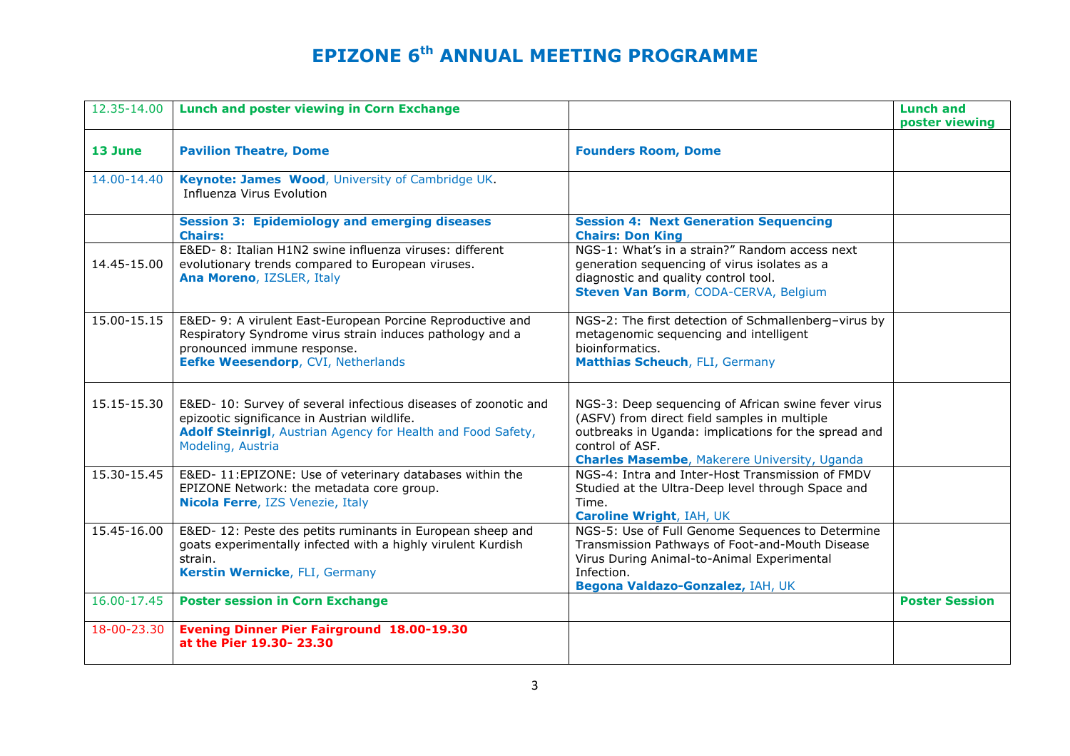# EPIZONE 6th ANNUAL MEETING PROGRAMME

| 12.35-14.00 | **Lunch and poster viewing in Corn Exchange** | | **Lunch and poster viewing** |
|---|---|---|---|
| **13 June** | **Pavilion Theatre, Dome** | **Founders Room, Dome** | |
| 14.00-14.40 | **Keynote: James Wood**, University of Cambridge UK. Influenza Virus Evolution | | |
| | **Session 3: Epidemiology and emerging diseases Chairs:** | **Session 4: Next Generation Sequencing Chairs: Don King** | |
| 14.45-15.00 | E&ED- 8: Italian H1N2 swine influenza viruses: different evolutionary trends compared to European viruses. **Ana Moreno**, IZSLER, Italy | NGS-1: What's in a strain?" Random access next generation sequencing of virus isolates as a diagnostic and quality control tool. **Steven Van Borm**, CODA-CERVA, Belgium | |
| 15.00-15.15 | E&ED- 9: A virulent East-European Porcine Reproductive and Respiratory Syndrome virus strain induces pathology and a pronounced immune response. **Eefke Weesendorp**, CVI, Netherlands | NGS-2: The first detection of Schmallenberg–virus by metagenomic sequencing and intelligent bioinformatics. **Matthias Scheuch**, FLI, Germany | |
| 15.15-15.30 | E&ED- 10: Survey of several infectious diseases of zoonotic and epizootic significance in Austrian wildlife. **Adolf Steinrigl**, Austrian Agency for Health and Food Safety, Modeling, Austria | NGS-3: Deep sequencing of African swine fever virus (ASFV) from direct field samples in multiple outbreaks in Uganda: implications for the spread and control of ASF. **Charles Masembe**, Makerere University, Uganda | |
| 15.30-15.45 | E&ED- 11:EPIZONE: Use of veterinary databases within the EPIZONE Network: the metadata core group. **Nicola Ferre**, IZS Venezie, Italy | NGS-4: Intra and Inter-Host Transmission of FMDV Studied at the Ultra-Deep level through Space and Time. **Caroline Wright**, IAH, UK | |
| 15.45-16.00 | E&ED- 12: Peste des petits ruminants in European sheep and goats experimentally infected with a highly virulent Kurdish strain. **Kerstin Wernicke**, FLI, Germany | NGS-5: Use of Full Genome Sequences to Determine Transmission Pathways of Foot-and-Mouth Disease Virus During Animal-to-Animal Experimental Infection. **Begona Valdazo-Gonzalez,** IAH, UK | |
| 16.00-17.45 | **Poster session in Corn Exchange** | | **Poster Session** |
| 18-00-23.30 | **Evening Dinner Pier Fairground 18.00-19.30 at the Pier 19.30- 23.30** | | |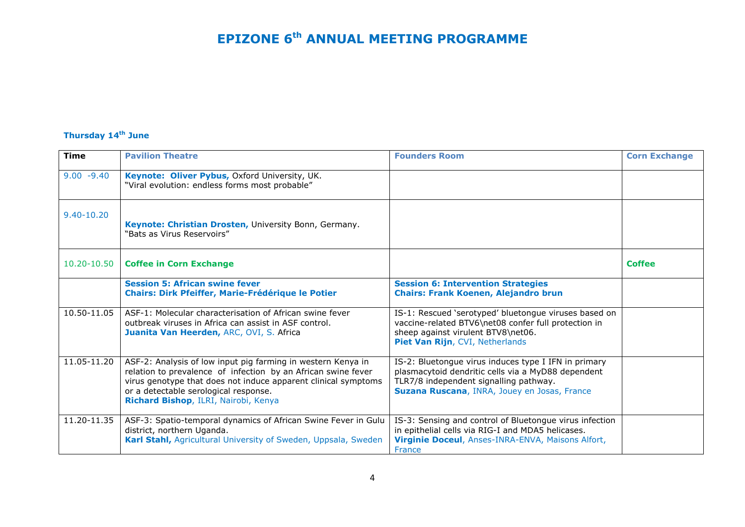# EPIZONE 6$^{th}$ ANNUAL MEETING PROGRAMME

**Thursday 14$^{th}$ June**

| Time | Pavilion Theatre | Founders Room | Corn Exchange |
|---|---|---|---|
| 9.00 -9.40 | **Keynote: Oliver Pybus,** Oxford University, UK. "Viral evolution: endless forms most probable" | | |
| 9.40-10.20 | **Keynote: Christian Drosten,** University Bonn, Germany. "Bats as Virus Reservoirs" | | |
| 10.20-10.50 | **Coffee in Corn Exchange** | | **Coffee** |
| | **Session 5: African swine fever** **Chairs: Dirk Pfeiffer, Marie-Frédérique le Potier** | **Session 6: Intervention Strategies** **Chairs: Frank Koenen, Alejandro brun** | |
| 10.50-11.05 | ASF-1: Molecular characterisation of African swine fever outbreak viruses in Africa can assist in ASF control. **Juanita Van Heerden,** ARC, OVI, S. Africa | IS-1: Rescued 'serotyped' bluetongue viruses based on vaccine-related BTV6\net08 confer full protection in sheep against virulent BTV8\net06. **Piet Van Rijn**, CVI, Netherlands | |
| 11.05-11.20 | ASF-2: Analysis of low input pig farming in western Kenya in relation to prevalence of infection by an African swine fever virus genotype that does not induce apparent clinical symptoms or a detectable serological response. **Richard Bishop**, ILRI, Nairobi, Kenya | IS-2: Bluetongue virus induces type I IFN in primary plasmacytoid dendritic cells via a MyD88 dependent TLR7/8 independent signalling pathway. **Suzana Ruscana**, INRA, Jouey en Josas, France | |
| 11.20-11.35 | ASF-3: Spatio-temporal dynamics of African Swine Fever in Gulu district, northern Uganda. **Karl Stahl,** Agricultural University of Sweden, Uppsala, Sweden | IS-3: Sensing and control of Bluetongue virus infection in epithelial cells via RIG-I and MDA5 helicases. **Virginie Doceul**, Anses-INRA-ENVA, Maisons Alfort, France | |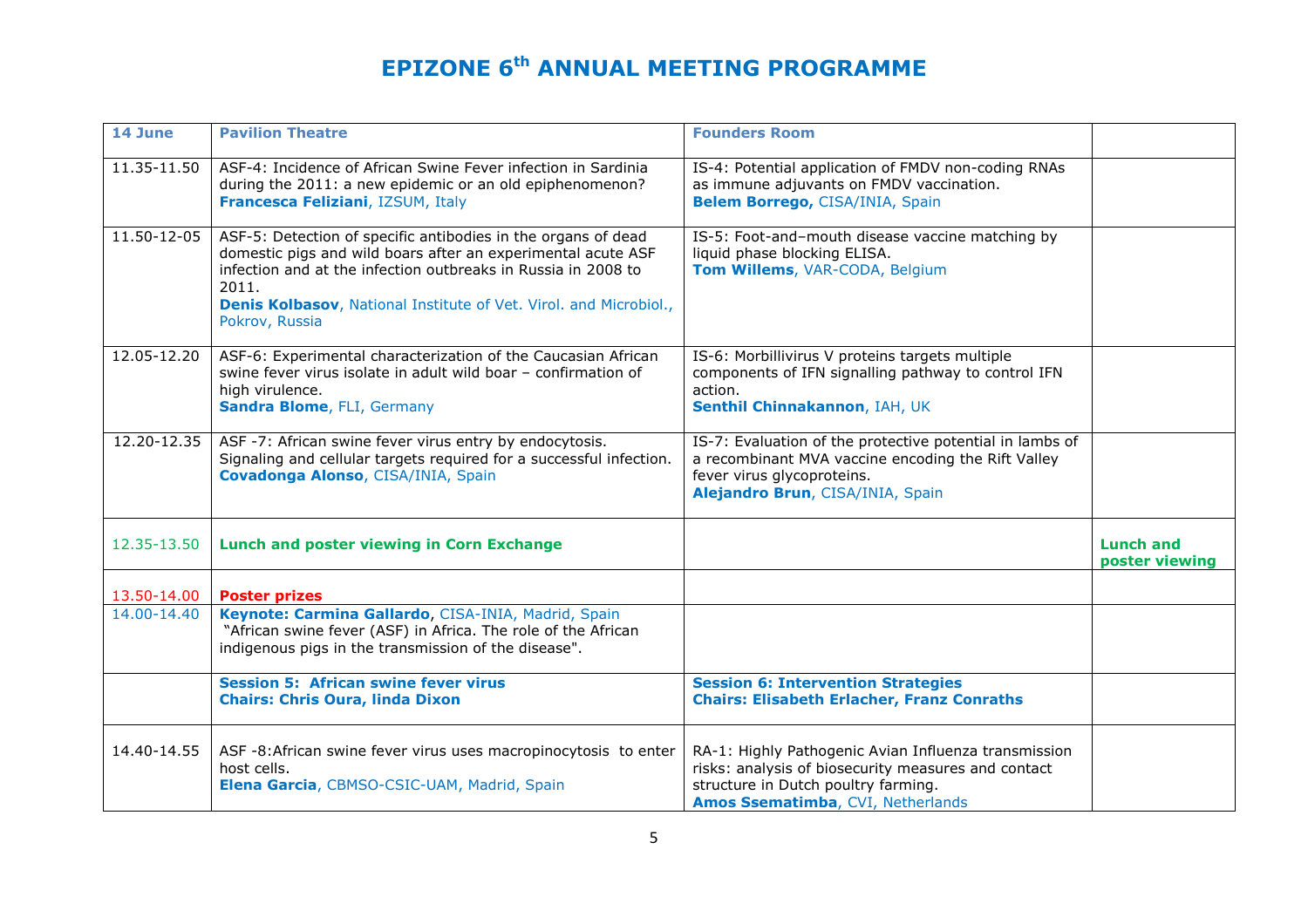# EPIZONE 6th ANNUAL MEETING PROGRAMME

| 14 June | Pavilion Theatre | Founders Room | |
|---|---|---|---|
| 11.35-11.50 | ASF-4: Incidence of African Swine Fever infection in Sardinia during the 2011: a new epidemic or an old epiphenomenon? **Francesca Feliziani**, IZSUM, Italy | IS-4: Potential application of FMDV non-coding RNAs as immune adjuvants on FMDV vaccination. **Belem Borrego,** CISA/INIA, Spain | |
| 11.50-12-05 | ASF-5: Detection of specific antibodies in the organs of dead domestic pigs and wild boars after an experimental acute ASF infection and at the infection outbreaks in Russia in 2008 to 2011. **Denis Kolbasov**, National Institute of Vet. Virol. and Microbiol., Pokrov, Russia | IS-5: Foot-and–mouth disease vaccine matching by liquid phase blocking ELISA. **Tom Willems**, VAR-CODA, Belgium | |
| 12.05-12.20 | ASF-6: Experimental characterization of the Caucasian African swine fever virus isolate in adult wild boar – confirmation of high virulence. **Sandra Blome**, FLI, Germany | IS-6: Morbillivirus V proteins targets multiple components of IFN signalling pathway to control IFN action. **Senthil Chinnakannon**, IAH, UK | |
| 12.20-12.35 | ASF -7: African swine fever virus entry by endocytosis. Signaling and cellular targets required for a successful infection. **Covadonga Alonso**, CISA/INIA, Spain | IS-7: Evaluation of the protective potential in lambs of a recombinant MVA vaccine encoding the Rift Valley fever virus glycoproteins. **Alejandro Brun**, CISA/INIA, Spain | |
| 12.35-13.50 | **Lunch and poster viewing in Corn Exchange** | | **Lunch and poster viewing** |
| 13.50-14.00 | **Poster prizes** | | |
| 14.00-14.40 | **Keynote: Carmina Gallardo**, CISA-INIA, Madrid, Spain "African swine fever (ASF) in Africa. The role of the African indigenous pigs in the transmission of the disease". | | |
| | **Session 5: African swine fever virus** **Chairs: Chris Oura, linda Dixon** | **Session 6: Intervention Strategies** **Chairs: Elisabeth Erlacher, Franz Conraths** | |
| 14.40-14.55 | ASF -8:African swine fever virus uses macropinocytosis to enter host cells. **Elena Garcia**, CBMSO-CSIC-UAM, Madrid, Spain | RA-1: Highly Pathogenic Avian Influenza transmission risks: analysis of biosecurity measures and contact structure in Dutch poultry farming. **Amos Ssematimba**, CVI, Netherlands | |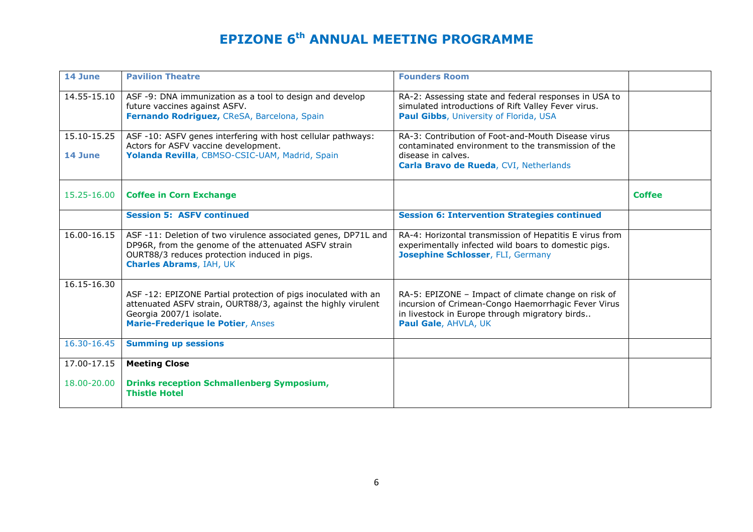# EPIZONE 6th ANNUAL MEETING PROGRAMME

| 14 June | Pavilion Theatre | Founders Room | |
|---|---|---|---|
| 14.55-15.10 | ASF -9: DNA immunization as a tool to design and develop future vaccines against ASFV.<br>**Fernando Rodriguez,** CReSA, Barcelona, Spain | RA-2: Assessing state and federal responses in USA to simulated introductions of Rift Valley Fever virus.<br>**Paul Gibbs**, University of Florida, USA | |
| 15.10-15.25<br><br>**14 June** | ASF -10: ASFV genes interfering with host cellular pathways: Actors for ASFV vaccine development.<br>**Yolanda Revilla**, CBMSO-CSIC-UAM, Madrid, Spain | RA-3: Contribution of Foot-and-Mouth Disease virus contaminated environment to the transmission of the disease in calves.<br>**Carla Bravo de Rueda**, CVI, Netherlands | |
| 15.25-16.00 | **Coffee in Corn Exchange** | | **Coffee** |
| | **Session 5: ASFV continued** | **Session 6: Intervention Strategies continued** | |
| 16.00-16.15 | ASF -11: Deletion of two virulence associated genes, DP71L and DP96R, from the genome of the attenuated ASFV strain OURT88/3 reduces protection induced in pigs.<br>**Charles Abrams**, IAH, UK | RA-4: Horizontal transmission of Hepatitis E virus from experimentally infected wild boars to domestic pigs.<br>**Josephine Schlosser**, FLI, Germany | |
| 16.15-16.30 | ASF -12: EPIZONE Partial protection of pigs inoculated with an attenuated ASFV strain, OURT88/3, against the highly virulent Georgia 2007/1 isolate.<br>**Marie-Frederique le Potier**, Anses | RA-5: EPIZONE – Impact of climate change on risk of incursion of Crimean-Congo Haemorrhagic Fever Virus in livestock in Europe through migratory birds..<br>**Paul Gale**, AHVLA, UK | |
| 16.30-16.45 | **Summing up sessions** | | |
| 17.00-17.15<br><br>18.00-20.00 | **Meeting Close**<br><br>**Drinks reception Schmallenberg Symposium, Thistle Hotel** | | |